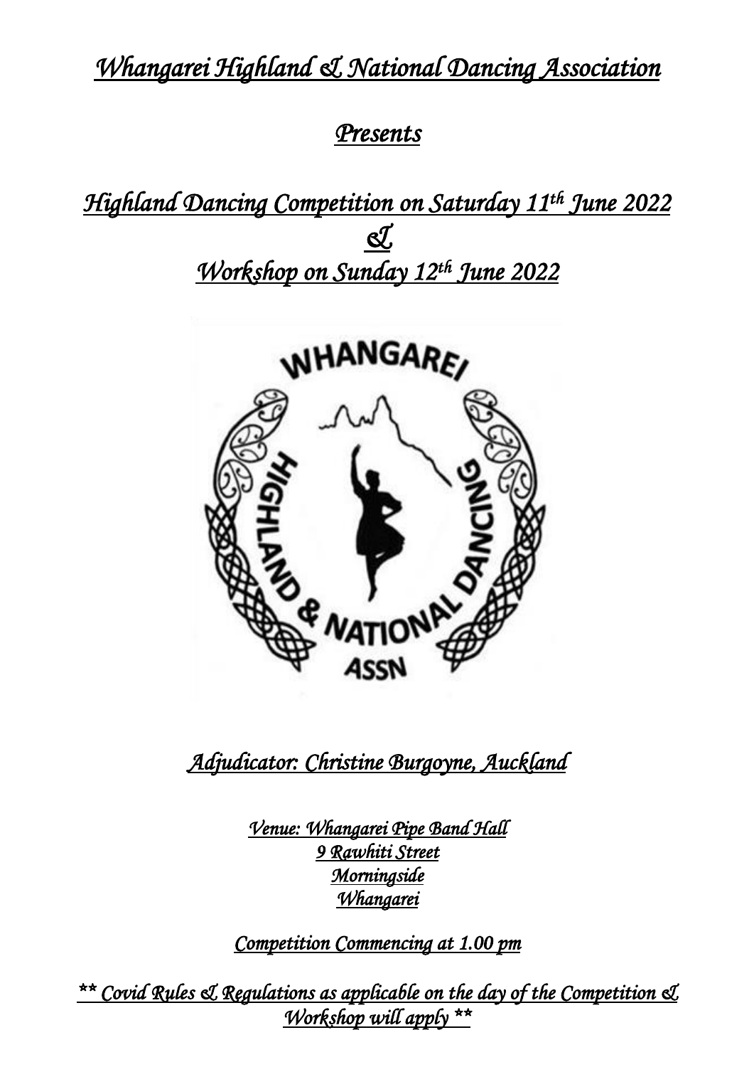# *Whangarei Highland & National Dancing Association*

## *Presents*

## *Highland Dancing Competition on Saturday 11th June 2022*
## *&*
## *Workshop on Sunday 12th June 2022*

### *Adjudicator: Christine Burgoyne, Auckland*

*Venue: Whangarei Pipe Band Hall*
*9 Rawhiti Street*
*Morningside*
*Whangarei*

*Competition Commencing at 1.00 pm*

*** Covid Rules & Regulations as applicable on the day of the Competition & Workshop will apply ***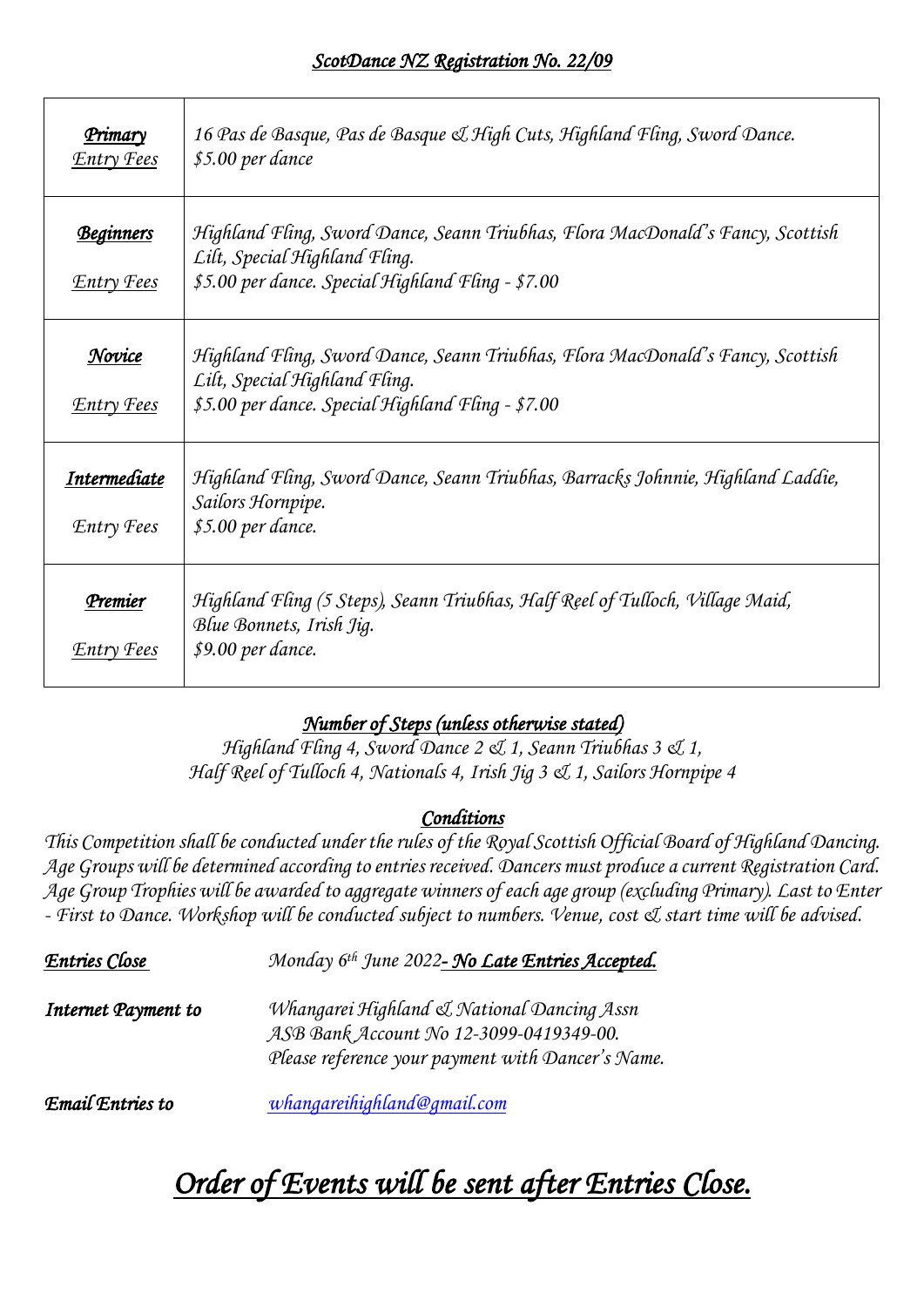## ScotDance NZ Registration No. 22/09

| | |
|---|---|
| **Primary**<br>Entry Fees | 16 Pas de Basque, Pas de Basque & High Cuts, Highland Fling, Sword Dance.<br>$5.00 per dance |
| **Beginners**<br>Entry Fees | Highland Fling, Sword Dance, Seann Triubhas, Flora MacDonald's Fancy, Scottish Lilt, Special Highland Fling.<br>$5.00 per dance. Special Highland Fling - $7.00 |
| **Novice**<br>Entry Fees | Highland Fling, Sword Dance, Seann Triubhas, Flora MacDonald's Fancy, Scottish Lilt, Special Highland Fling.<br>$5.00 per dance. Special Highland Fling - $7.00 |
| **Intermediate**<br>Entry Fees | Highland Fling, Sword Dance, Seann Triubhas, Barracks Johnnie, Highland Laddie, Sailors Hornpipe.<br>$5.00 per dance. |
| **Premier**<br>Entry Fees | Highland Fling (5 Steps), Seann Triubhas, Half Reel of Tulloch, Village Maid, Blue Bonnets, Irish Jig.<br>$9.00 per dance. |

### Number of Steps (unless otherwise stated)

*Highland Fling 4, Sword Dance 2 & 1, Seann Triubhas 3 & 1,*
*Half Reel of Tulloch 4, Nationals 4, Irish Jig 3 & 1, Sailors Hornpipe 4*

### Conditions

*This Competition shall be conducted under the rules of the Royal Scottish Official Board of Highland Dancing. Age Groups will be determined according to entries received. Dancers must produce a current Registration Card. Age Group Trophies will be awarded to aggregate winners of each age group (excluding Primary). Last to Enter - First to Dance. Workshop will be conducted subject to numbers. Venue, cost & start time will be advised.*

**Entries Close** Monday 6th June 2022 **- No Late Entries Accepted.**

**Internet Payment to** Whangarei Highland & National Dancing Assn
ASB Bank Account No 12-3099-0419349-00.
Please reference your payment with Dancer's Name.

**Email Entries to** whangareihighland@gmail.com

# Order of Events will be sent after Entries Close.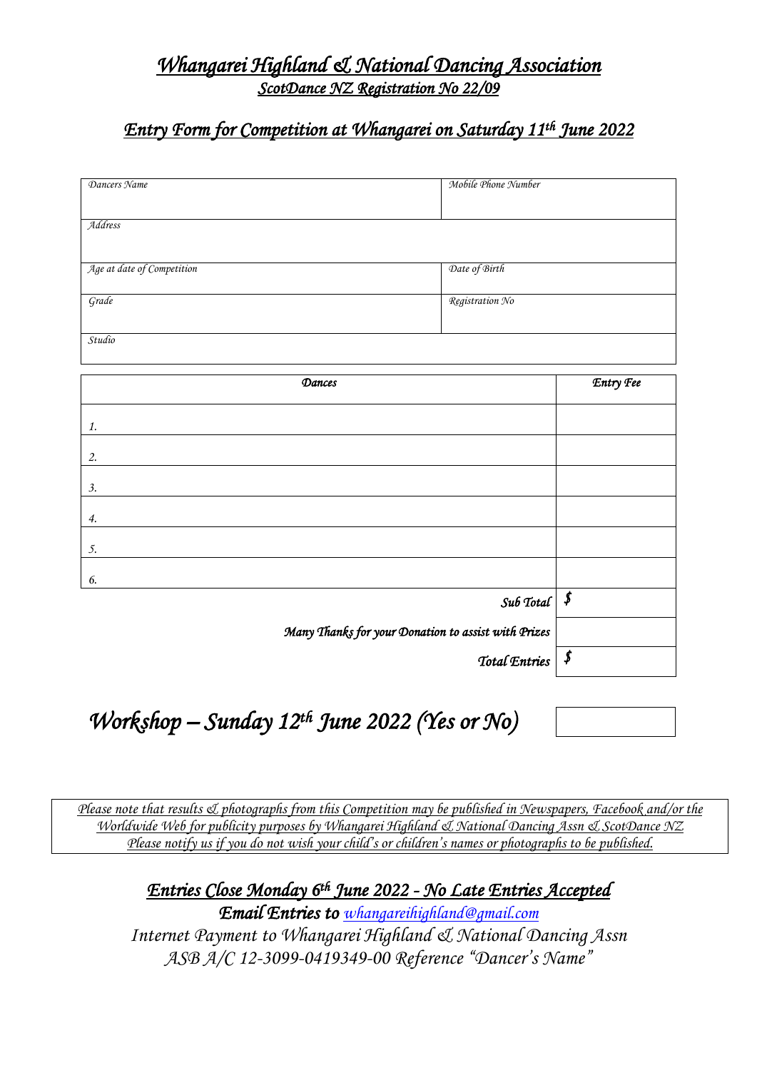# *Whangarei Highland & National Dancing Association*

## *ScotDance NZ Registration No 22/09*

## *Entry Form for Competition at Whangarei on Saturday 11th June 2022*

| | |
|---|---|
| *Dancers Name* | *Mobile Phone Number* |
| *Address* | |
| *Age at date of Competition* | *Date of Birth* |
| *Grade* | *Registration No* |
| *Studio* | |

| *Dances* | *Entry Fee* |
|---|---|
| 1. | |
| 2. | |
| 3. | |
| 4. | |
| 5. | |
| 6. | |
| *Sub Total* | $ |
| *Many Thanks for your Donation to assist with Prizes* | |
| *Total Entries* | $ |

## *Workshop – Sunday 12th June 2022 (Yes or No)*

*Please note that results & photographs from this Competition may be published in Newspapers, Facebook and/or the Worldwide Web for publicity purposes by Whangarei Highland & National Dancing Assn & ScotDance NZ. Please notify us if you do not wish your child's or children's names or photographs to be published.*

***Entries Close Monday 6th June 2022 - No Late Entries Accepted***

***Email Entries to*** *whangareihighland@gmail.com*

*Internet Payment to Whangarei Highland & National Dancing Assn*

*ASB A/C 12-3099-0419349-00 Reference "Dancer's Name"*